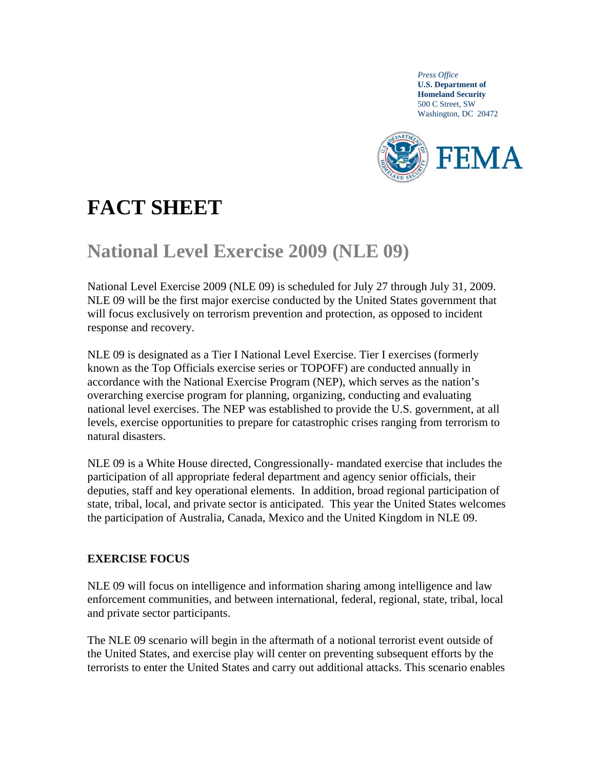*Press Office*
**U.S. Department of Homeland Security**
500 C Street, SW
Washington, DC 20472

FEMA

# FACT SHEET

## National Level Exercise 2009 (NLE 09)

National Level Exercise 2009 (NLE 09) is scheduled for July 27 through July 31, 2009. NLE 09 will be the first major exercise conducted by the United States government that will focus exclusively on terrorism prevention and protection, as opposed to incident response and recovery.

NLE 09 is designated as a Tier I National Level Exercise. Tier I exercises (formerly known as the Top Officials exercise series or TOPOFF) are conducted annually in accordance with the National Exercise Program (NEP), which serves as the nation's overarching exercise program for planning, organizing, conducting and evaluating national level exercises. The NEP was established to provide the U.S. government, at all levels, exercise opportunities to prepare for catastrophic crises ranging from terrorism to natural disasters.

NLE 09 is a White House directed, Congressionally- mandated exercise that includes the participation of all appropriate federal department and agency senior officials, their deputies, staff and key operational elements. In addition, broad regional participation of state, tribal, local, and private sector is anticipated. This year the United States welcomes the participation of Australia, Canada, Mexico and the United Kingdom in NLE 09.

### EXERCISE FOCUS

NLE 09 will focus on intelligence and information sharing among intelligence and law enforcement communities, and between international, federal, regional, state, tribal, local and private sector participants.

The NLE 09 scenario will begin in the aftermath of a notional terrorist event outside of the United States, and exercise play will center on preventing subsequent efforts by the terrorists to enter the United States and carry out additional attacks. This scenario enables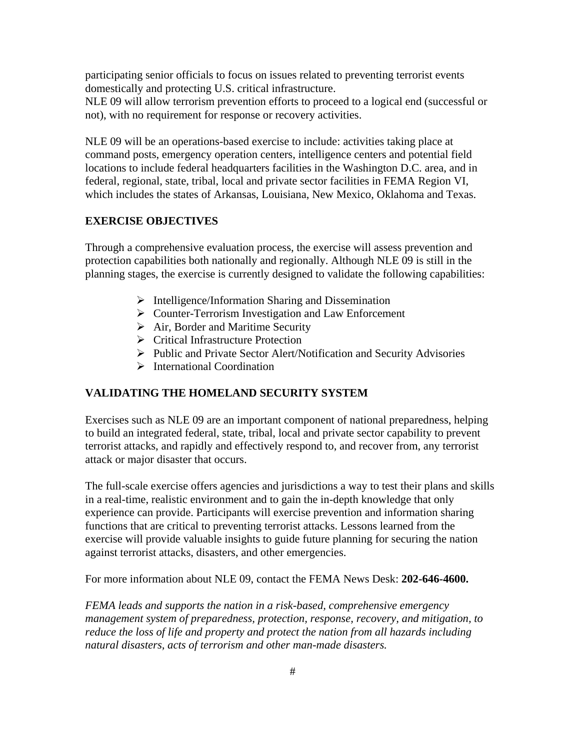participating senior officials to focus on issues related to preventing terrorist events domestically and protecting U.S. critical infrastructure.
NLE 09 will allow terrorism prevention efforts to proceed to a logical end (successful or not), with no requirement for response or recovery activities.

NLE 09 will be an operations-based exercise to include: activities taking place at command posts, emergency operation centers, intelligence centers and potential field locations to include federal headquarters facilities in the Washington D.C. area, and in federal, regional, state, tribal, local and private sector facilities in FEMA Region VI, which includes the states of Arkansas, Louisiana, New Mexico, Oklahoma and Texas.

## EXERCISE OBJECTIVES

Through a comprehensive evaluation process, the exercise will assess prevention and protection capabilities both nationally and regionally. Although NLE 09 is still in the planning stages, the exercise is currently designed to validate the following capabilities:

- Intelligence/Information Sharing and Dissemination
- Counter-Terrorism Investigation and Law Enforcement
- Air, Border and Maritime Security
- Critical Infrastructure Protection
- Public and Private Sector Alert/Notification and Security Advisories
- International Coordination

## VALIDATING THE HOMELAND SECURITY SYSTEM

Exercises such as NLE 09 are an important component of national preparedness, helping to build an integrated federal, state, tribal, local and private sector capability to prevent terrorist attacks, and rapidly and effectively respond to, and recover from, any terrorist attack or major disaster that occurs.

The full-scale exercise offers agencies and jurisdictions a way to test their plans and skills in a real-time, realistic environment and to gain the in-depth knowledge that only experience can provide. Participants will exercise prevention and information sharing functions that are critical to preventing terrorist attacks. Lessons learned from the exercise will provide valuable insights to guide future planning for securing the nation against terrorist attacks, disasters, and other emergencies.

For more information about NLE 09, contact the FEMA News Desk: **202-646-4600.**

*FEMA leads and supports the nation in a risk-based, comprehensive emergency management system of preparedness, protection, response, recovery, and mitigation, to reduce the loss of life and property and protect the nation from all hazards including natural disasters, acts of terrorism and other man-made disasters.*

#